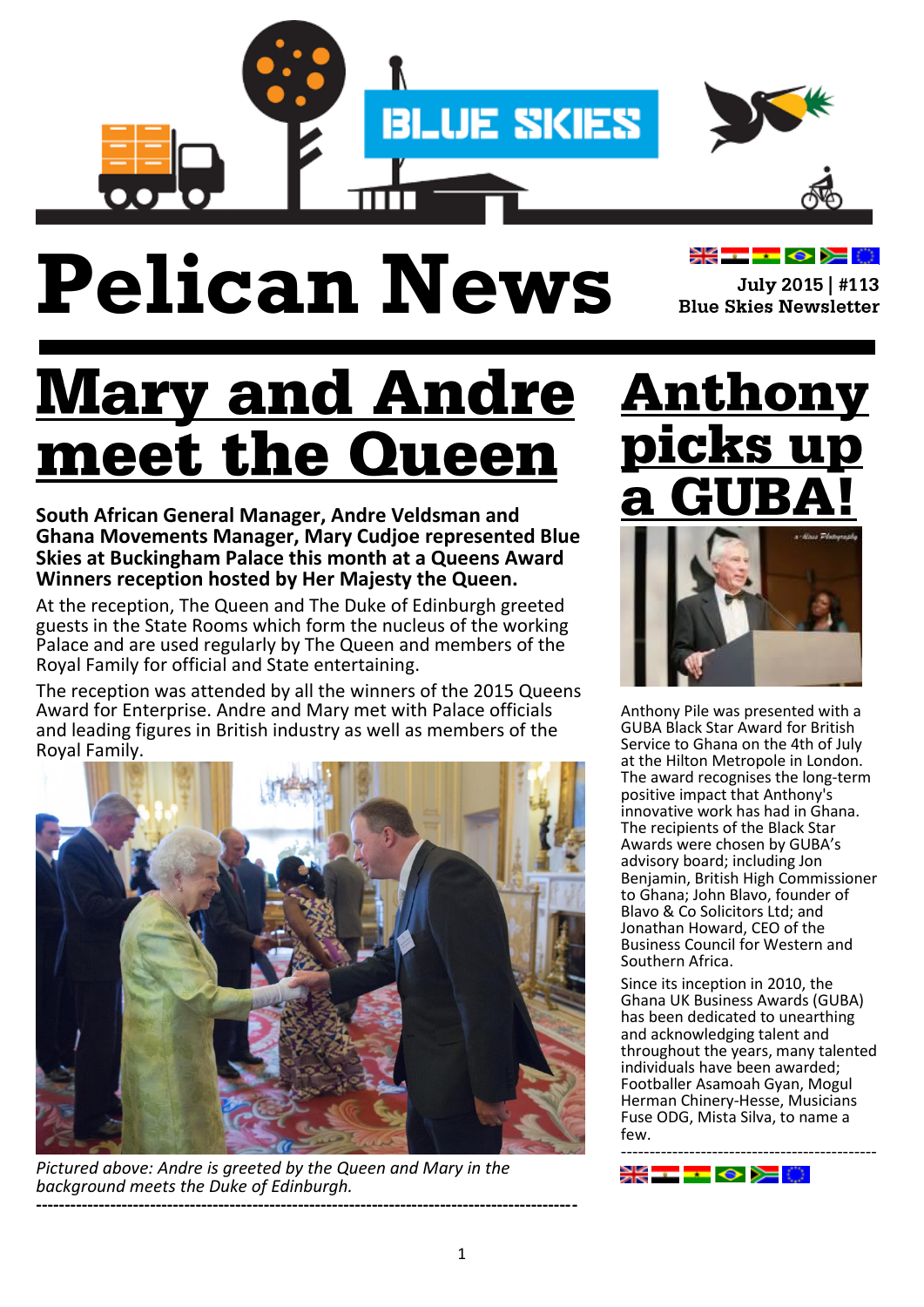# Pelican News

July 2015 | #113
Blue Skies Newsletter

## Mary and Andre meet the Queen

**South African General Manager, Andre Veldsman and Ghana Movements Manager, Mary Cudjoe represented Blue Skies at Buckingham Palace this month at a Queens Award Winners reception hosted by Her Majesty the Queen.**

At the reception, The Queen and The Duke of Edinburgh greeted guests in the State Rooms which form the nucleus of the working Palace and are used regularly by The Queen and members of the Royal Family for official and State entertaining.

The reception was attended by all the winners of the 2015 Queens Award for Enterprise. Andre and Mary met with Palace officials and leading figures in British industry as well as members of the Royal Family.

*Pictured above: Andre is greeted by the Queen and Mary in the background meets the Duke of Edinburgh.*

---

## Anthony picks up a GUBA!

Anthony Pile was presented with a GUBA Black Star Award for British Service to Ghana on the 4th of July at the Hilton Metropole in London. The award recognises the long-term positive impact that Anthony's innovative work has had in Ghana. The recipients of the Black Star Awards were chosen by GUBA's advisory board; including Jon Benjamin, British High Commissioner to Ghana; John Blavo, founder of Blavo & Co Solicitors Ltd; and Jonathan Howard, CEO of the Business Council for Western and Southern Africa.

Since its inception in 2010, the Ghana UK Business Awards (GUBA) has been dedicated to unearthing and acknowledging talent and throughout the years, many talented individuals have been awarded; Footballer Asamoah Gyan, Mogul Herman Chinery-Hesse, Musicians Fuse ODG, Mista Silva, to name a few.

---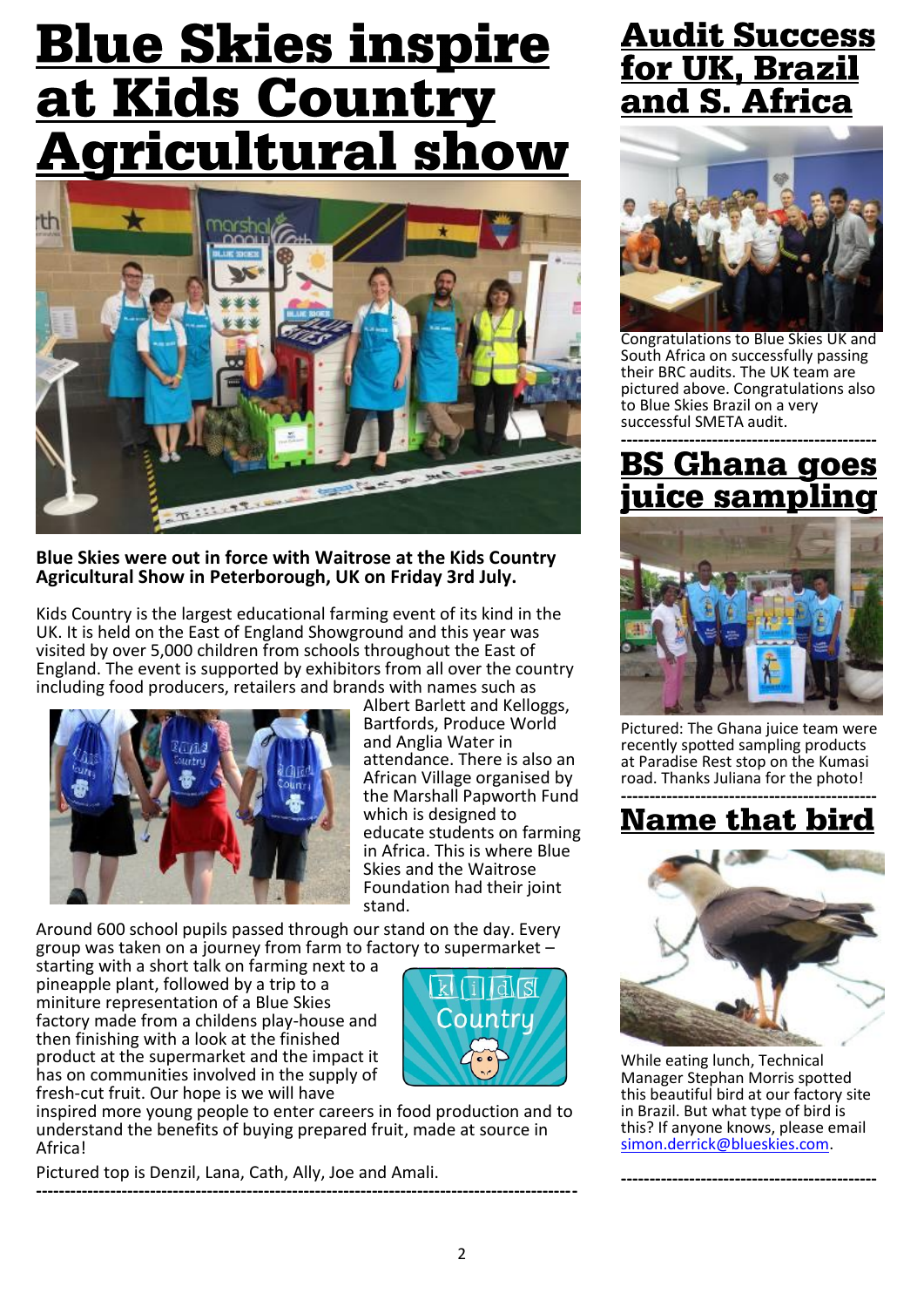# Blue Skies inspire at Kids Country Agricultural show

**Blue Skies were out in force with Waitrose at the Kids Country Agricultural Show in Peterborough, UK on Friday 3rd July.**

Kids Country is the largest educational farming event of its kind in the UK. It is held on the East of England Showground and this year was visited by over 5,000 children from schools throughout the East of England. The event is supported by exhibitors from all over the country including food producers, retailers and brands with names such as Albert Barlett and Kelloggs, Bartfords, Produce World and Anglia Water in attendance. There is also an African Village organised by the Marshall Papworth Fund which is designed to educate students on farming in Africa. This is where Blue Skies and the Waitrose Foundation had their joint stand.

Around 600 school pupils passed through our stand on the day. Every group was taken on a journey from farm to factory to supermarket – starting with a short talk on farming next to a pineapple plant, followed by a trip to a miniture representation of a Blue Skies factory made from a childens play-house and then finishing with a look at the finished product at the supermarket and the impact it has on communities involved in the supply of fresh-cut fruit. Our hope is we will have inspired more young people to enter careers in food production and to understand the benefits of buying prepared fruit, made at source in Africa!

Pictured top is Denzil, Lana, Cath, Ally, Joe and Amali.

---

## Audit Success for UK, Brazil and S. Africa

Congratulations to Blue Skies UK and South Africa on successfully passing their BRC audits. The UK team are pictured above. Congratulations also to Blue Skies Brazil on a very successful SMETA audit.

---

## BS Ghana goes juice sampling

Pictured: The Ghana juice team were recently spotted sampling products at Paradise Rest stop on the Kumasi road. Thanks Juliana for the photo!

---

## Name that bird

While eating lunch, Technical Manager Stephan Morris spotted this beautiful bird at our factory site in Brazil. But what type of bird is this? If anyone knows, please email simon.derrick@blueskies.com.

---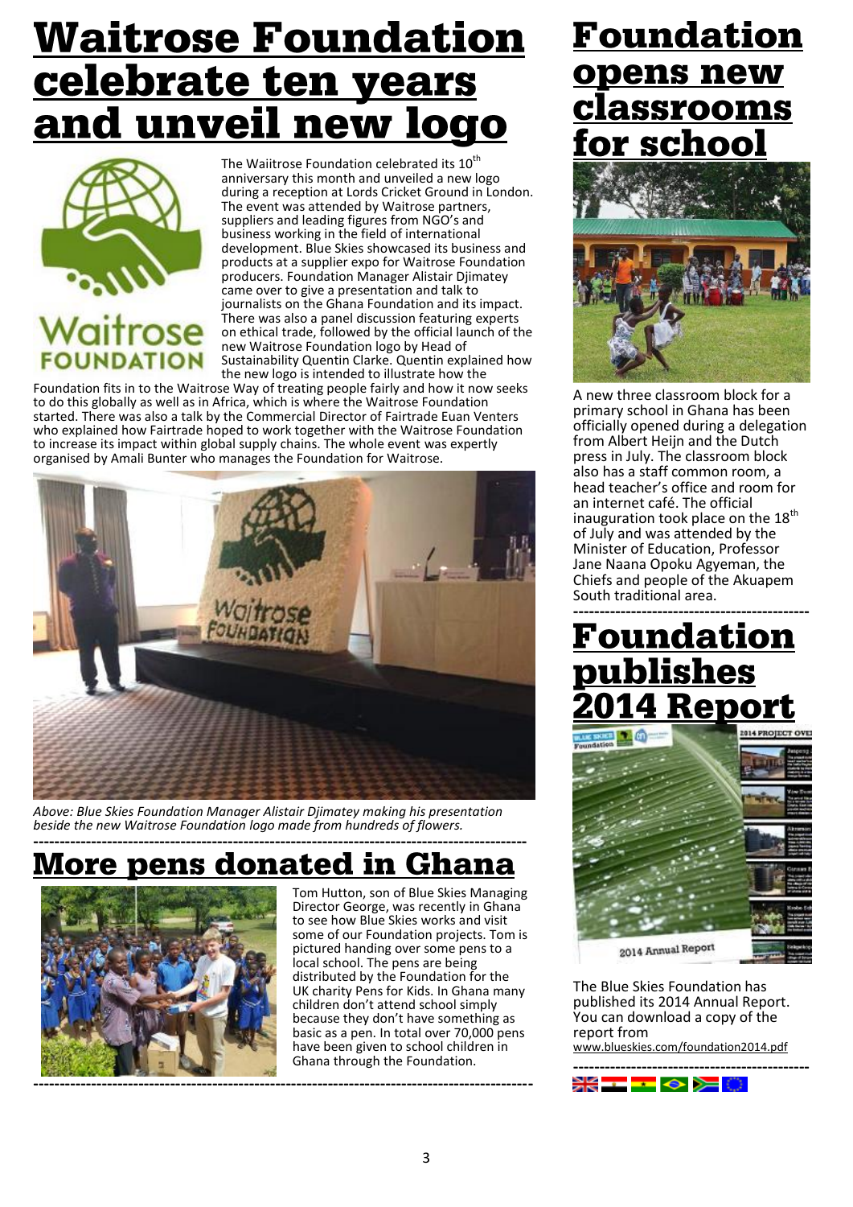# Waitrose Foundation celebrate ten years and unveil new logo

The Waiitrose Foundation celebrated its 10th anniversary this month and unveiled a new logo during a reception at Lords Cricket Ground in London. The event was attended by Waitrose partners, suppliers and leading figures from NGO's and business working in the field of international development. Blue Skies showcased its business and products at a supplier expo for Waitrose Foundation producers. Foundation Manager Alistair Djimatey came over to give a presentation and talk to journalists on the Ghana Foundation and its impact. There was also a panel discussion featuring experts on ethical trade, followed by the official launch of the new Waitrose Foundation logo by Head of Sustainability Quentin Clarke. Quentin explained how the new logo is intended to illustrate how the Foundation fits in to the Waitrose Way of treating people fairly and how it now seeks to do this globally as well as in Africa, which is where the Waitrose Foundation started. There was also a talk by the Commercial Director of Fairtrade Euan Venters who explained how Fairtrade hoped to work together with the Waitrose Foundation to increase its impact within global supply chains. The whole event was expertly organised by Amali Bunter who manages the Foundation for Waitrose.

*Above: Blue Skies Foundation Manager Alistair Djimatey making his presentation beside the new Waitrose Foundation logo made from hundreds of flowers.*

# More pens donated in Ghana

Tom Hutton, son of Blue Skies Managing Director George, was recently in Ghana to see how Blue Skies works and visit some of our Foundation projects. Tom is pictured handing over some pens to a local school. The pens are being distributed by the Foundation for the UK charity Pens for Kids. In Ghana many children don't attend school simply because they don't have something as basic as a pen. In total over 70,000 pens have been given to school children in Ghana through the Foundation.

# Foundation opens new classrooms for school

A new three classroom block for a primary school in Ghana has been officially opened during a delegation from Albert Heijn and the Dutch press in July. The classroom block also has a staff common room, a head teacher's office and room for an internet café. The official inauguration took place on the 18th of July and was attended by the Minister of Education, Professor Jane Naana Opoku Agyeman, the Chiefs and people of the Akuapem South traditional area.

# Foundation publishes 2014 Report

The Blue Skies Foundation has published its 2014 Annual Report. You can download a copy of the report from www.blueskies.com/foundation2014.pdf